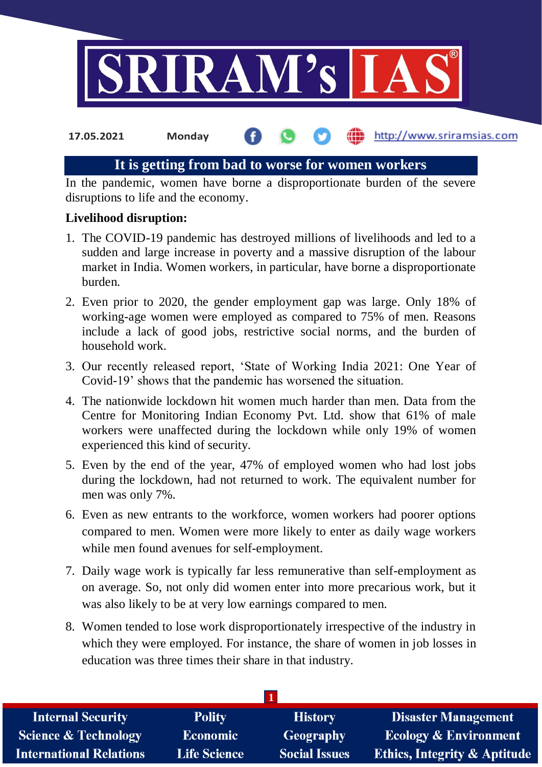17.05.2021 Monday

# It is getting from bad to worse for women workers

In the pandemic, women have borne a disproportionate burden of the severe disruptions to life and the economy.

**Livelihood disruption:**

1. The COVID-19 pandemic has destroyed millions of livelihoods and led to a sudden and large increase in poverty and a massive disruption of the labour market in India. Women workers, in particular, have borne a disproportionate burden.
2. Even prior to 2020, the gender employment gap was large. Only 18% of working-age women were employed as compared to 75% of men. Reasons include a lack of good jobs, restrictive social norms, and the burden of household work.
3. Our recently released report, 'State of Working India 2021: One Year of Covid-19' shows that the pandemic has worsened the situation.
4. The nationwide lockdown hit women much harder than men. Data from the Centre for Monitoring Indian Economy Pvt. Ltd. show that 61% of male workers were unaffected during the lockdown while only 19% of women experienced this kind of security.
5. Even by the end of the year, 47% of employed women who had lost jobs during the lockdown, had not returned to work. The equivalent number for men was only 7%.
6. Even as new entrants to the workforce, women workers had poorer options compared to men. Women were more likely to enter as daily wage workers while men found avenues for self-employment.
7. Daily wage work is typically far less remunerative than self-employment as on average. So, not only did women enter into more precarious work, but it was also likely to be at very low earnings compared to men.
8. Women tended to lose work disproportionately irrespective of the industry in which they were employed. For instance, the share of women in job losses in education was three times their share in that industry.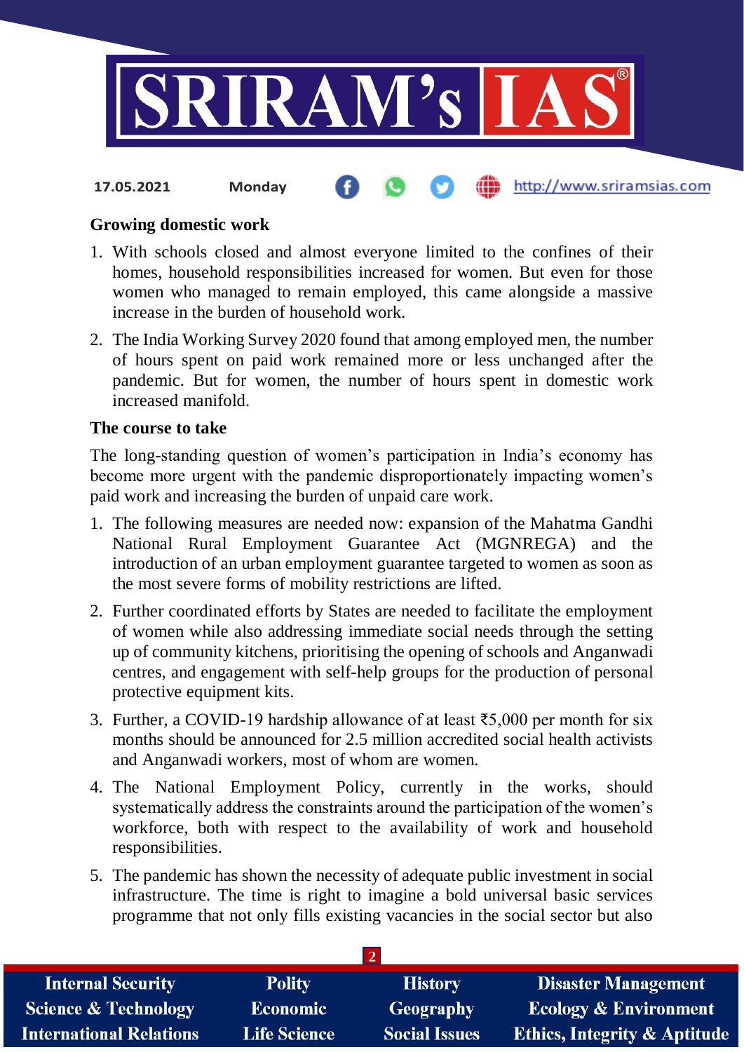### Growing domestic work

1. With schools closed and almost everyone limited to the confines of their homes, household responsibilities increased for women. But even for those women who managed to remain employed, this came alongside a massive increase in the burden of household work.
2. The India Working Survey 2020 found that among employed men, the number of hours spent on paid work remained more or less unchanged after the pandemic. But for women, the number of hours spent in domestic work increased manifold.

### The course to take

The long-standing question of women's participation in India's economy has become more urgent with the pandemic disproportionately impacting women's paid work and increasing the burden of unpaid care work.

1. The following measures are needed now: expansion of the Mahatma Gandhi National Rural Employment Guarantee Act (MGNREGA) and the introduction of an urban employment guarantee targeted to women as soon as the most severe forms of mobility restrictions are lifted.
2. Further coordinated efforts by States are needed to facilitate the employment of women while also addressing immediate social needs through the setting up of community kitchens, prioritising the opening of schools and Anganwadi centres, and engagement with self-help groups for the production of personal protective equipment kits.
3. Further, a COVID-19 hardship allowance of at least ₹5,000 per month for six months should be announced for 2.5 million accredited social health activists and Anganwadi workers, most of whom are women.
4. The National Employment Policy, currently in the works, should systematically address the constraints around the participation of the women's workforce, both with respect to the availability of work and household responsibilities.
5. The pandemic has shown the necessity of adequate public investment in social infrastructure. The time is right to imagine a bold universal basic services programme that not only fills existing vacancies in the social sector but also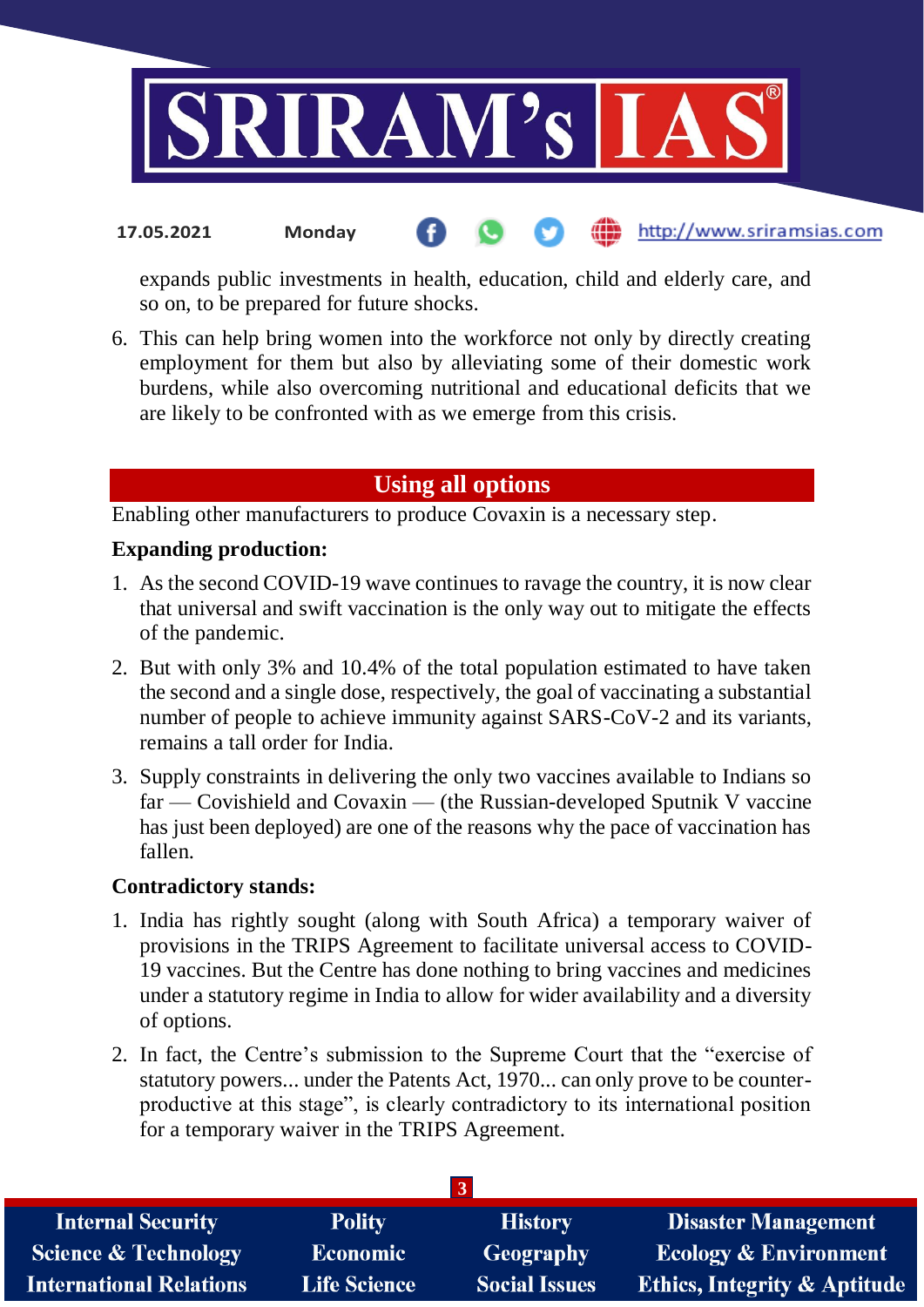expands public investments in health, education, child and elderly care, and so on, to be prepared for future shocks.

6. This can help bring women into the workforce not only by directly creating employment for them but also by alleviating some of their domestic work burdens, while also overcoming nutritional and educational deficits that we are likely to be confronted with as we emerge from this crisis.

## Using all options

Enabling other manufacturers to produce Covaxin is a necessary step.

**Expanding production:**

1. As the second COVID-19 wave continues to ravage the country, it is now clear that universal and swift vaccination is the only way out to mitigate the effects of the pandemic.
2. But with only 3% and 10.4% of the total population estimated to have taken the second and a single dose, respectively, the goal of vaccinating a substantial number of people to achieve immunity against SARS-CoV-2 and its variants, remains a tall order for India.
3. Supply constraints in delivering the only two vaccines available to Indians so far — Covishield and Covaxin — (the Russian-developed Sputnik V vaccine has just been deployed) are one of the reasons why the pace of vaccination has fallen.

**Contradictory stands:**

1. India has rightly sought (along with South Africa) a temporary waiver of provisions in the TRIPS Agreement to facilitate universal access to COVID-19 vaccines. But the Centre has done nothing to bring vaccines and medicines under a statutory regime in India to allow for wider availability and a diversity of options.
2. In fact, the Centre's submission to the Supreme Court that the "exercise of statutory powers... under the Patents Act, 1970... can only prove to be counter-productive at this stage", is clearly contradictory to its international position for a temporary waiver in the TRIPS Agreement.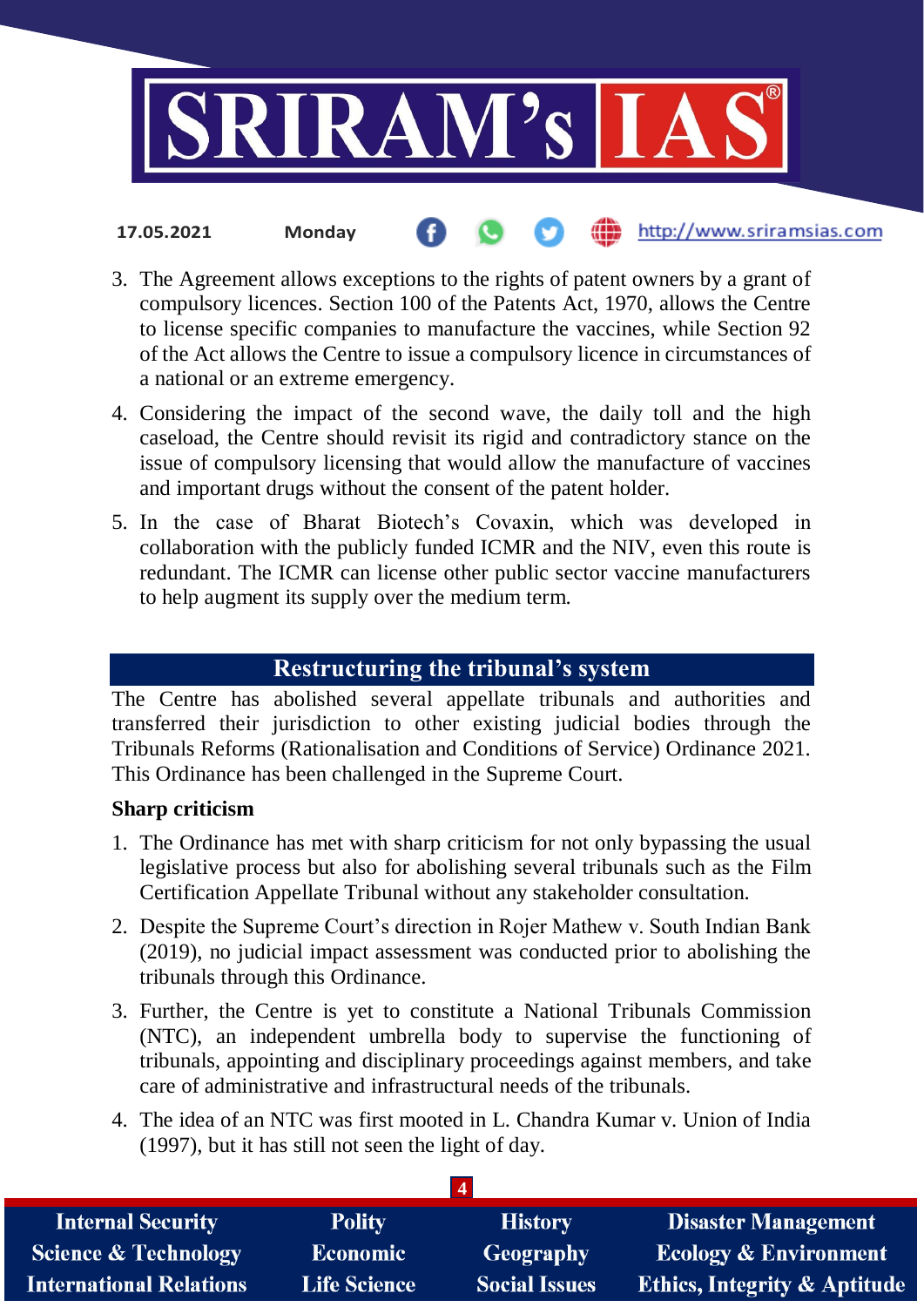3. The Agreement allows exceptions to the rights of patent owners by a grant of compulsory licences. Section 100 of the Patents Act, 1970, allows the Centre to license specific companies to manufacture the vaccines, while Section 92 of the Act allows the Centre to issue a compulsory licence in circumstances of a national or an extreme emergency.
4. Considering the impact of the second wave, the daily toll and the high caseload, the Centre should revisit its rigid and contradictory stance on the issue of compulsory licensing that would allow the manufacture of vaccines and important drugs without the consent of the patent holder.
5. In the case of Bharat Biotech's Covaxin, which was developed in collaboration with the publicly funded ICMR and the NIV, even this route is redundant. The ICMR can license other public sector vaccine manufacturers to help augment its supply over the medium term.

## Restructuring the tribunal's system

The Centre has abolished several appellate tribunals and authorities and transferred their jurisdiction to other existing judicial bodies through the Tribunals Reforms (Rationalisation and Conditions of Service) Ordinance 2021. This Ordinance has been challenged in the Supreme Court.

**Sharp criticism**

1. The Ordinance has met with sharp criticism for not only bypassing the usual legislative process but also for abolishing several tribunals such as the Film Certification Appellate Tribunal without any stakeholder consultation.
2. Despite the Supreme Court's direction in Rojer Mathew v. South Indian Bank (2019), no judicial impact assessment was conducted prior to abolishing the tribunals through this Ordinance.
3. Further, the Centre is yet to constitute a National Tribunals Commission (NTC), an independent umbrella body to supervise the functioning of tribunals, appointing and disciplinary proceedings against members, and take care of administrative and infrastructural needs of the tribunals.
4. The idea of an NTC was first mooted in L. Chandra Kumar v. Union of India (1997), but it has still not seen the light of day.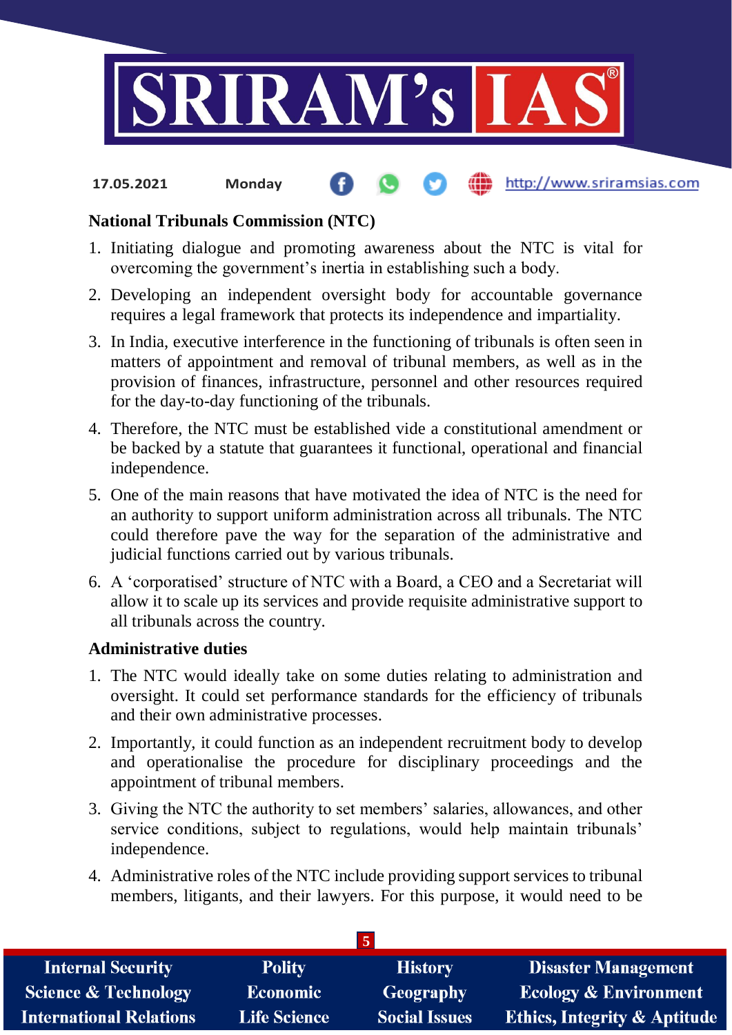## National Tribunals Commission (NTC)

1. Initiating dialogue and promoting awareness about the NTC is vital for overcoming the government's inertia in establishing such a body.
2. Developing an independent oversight body for accountable governance requires a legal framework that protects its independence and impartiality.
3. In India, executive interference in the functioning of tribunals is often seen in matters of appointment and removal of tribunal members, as well as in the provision of finances, infrastructure, personnel and other resources required for the day-to-day functioning of the tribunals.
4. Therefore, the NTC must be established vide a constitutional amendment or be backed by a statute that guarantees it functional, operational and financial independence.
5. One of the main reasons that have motivated the idea of NTC is the need for an authority to support uniform administration across all tribunals. The NTC could therefore pave the way for the separation of the administrative and judicial functions carried out by various tribunals.
6. A 'corporatised' structure of NTC with a Board, a CEO and a Secretariat will allow it to scale up its services and provide requisite administrative support to all tribunals across the country.

## Administrative duties

1. The NTC would ideally take on some duties relating to administration and oversight. It could set performance standards for the efficiency of tribunals and their own administrative processes.
2. Importantly, it could function as an independent recruitment body to develop and operationalise the procedure for disciplinary proceedings and the appointment of tribunal members.
3. Giving the NTC the authority to set members' salaries, allowances, and other service conditions, subject to regulations, would help maintain tribunals' independence.
4. Administrative roles of the NTC include providing support services to tribunal members, litigants, and their lawyers. For this purpose, it would need to be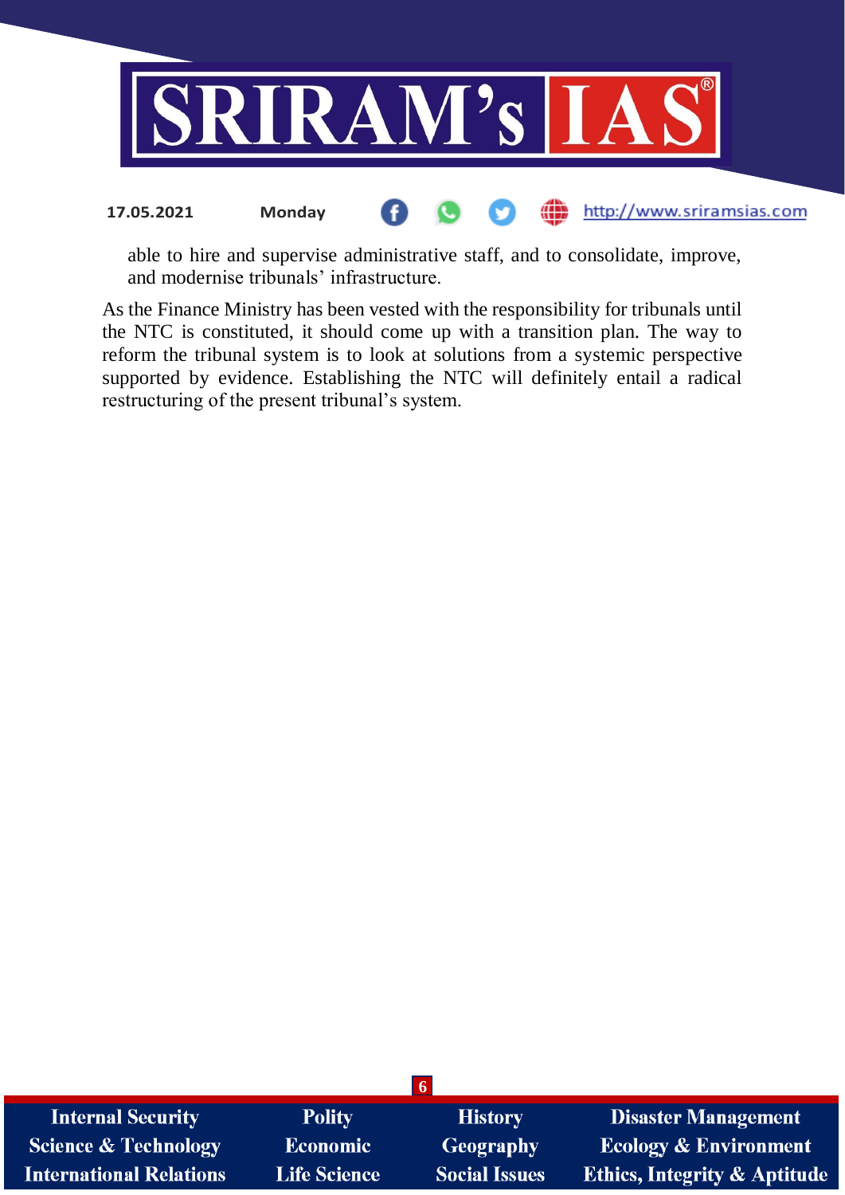able to hire and supervise administrative staff, and to consolidate, improve, and modernise tribunals' infrastructure.

As the Finance Ministry has been vested with the responsibility for tribunals until the NTC is constituted, it should come up with a transition plan. The way to reform the tribunal system is to look at solutions from a systemic perspective supported by evidence. Establishing the NTC will definitely entail a radical restructuring of the present tribunal's system.